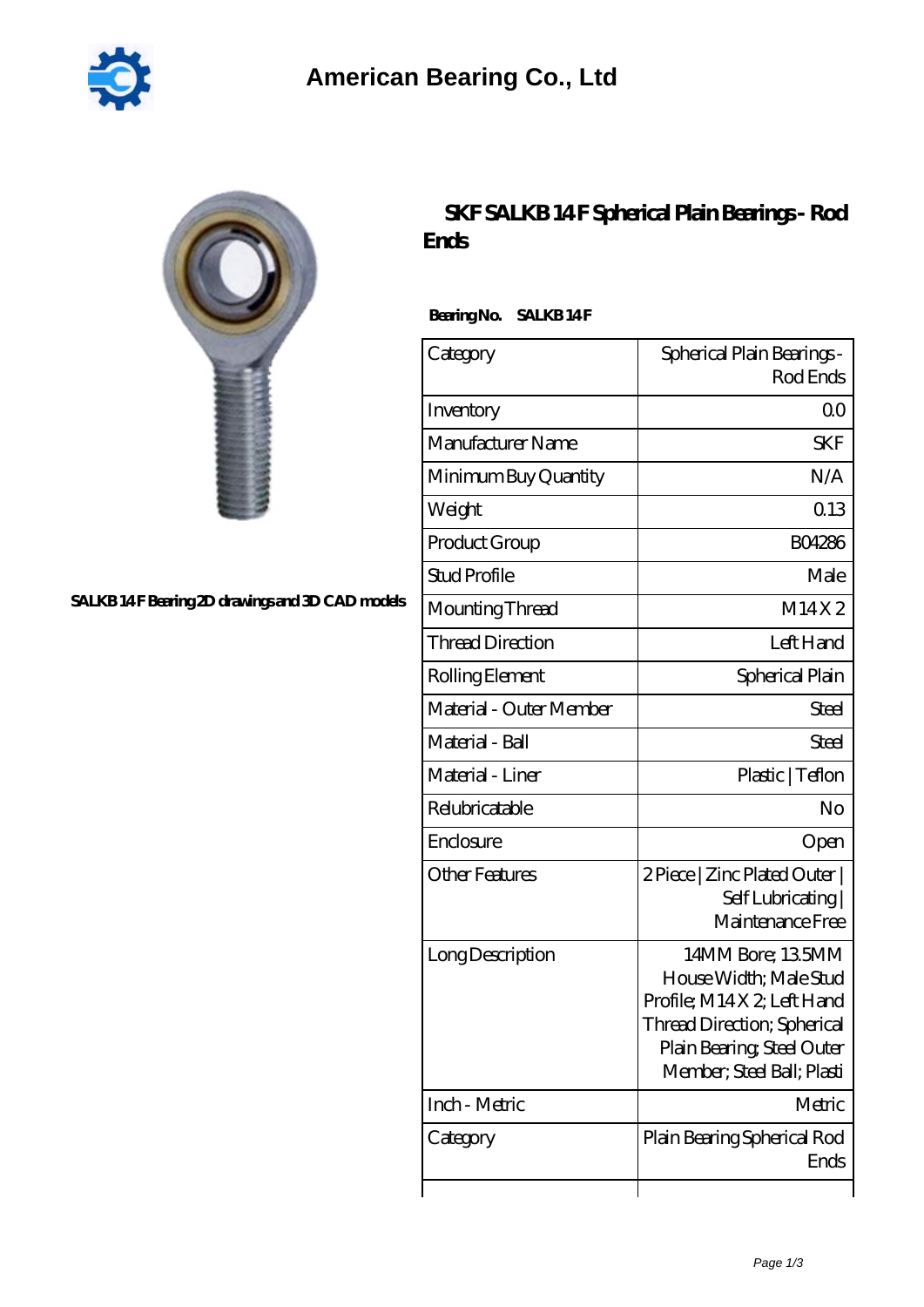# American Bearing Co., Ltd

SALKB 14 F Bearing 2D drawings and 3D CAD models

## SKF SALKB 14 F Spherical Plain Bearings - Rod Ends

**Bearing No.** SALKB 14 F

| | |
|---|---|
| Category | Spherical Plain Bearings - Rod Ends |
| Inventory | 0.0 |
| Manufacturer Name | SKF |
| Minimum Buy Quantity | N/A |
| Weight | 0.13 |
| Product Group | B04286 |
| Stud Profile | Male |
| Mounting Thread | M14 X 2 |
| Thread Direction | Left Hand |
| Rolling Element | Spherical Plain |
| Material - Outer Member | Steel |
| Material - Ball | Steel |
| Material - Liner | Plastic \| Teflon |
| Relubricatable | No |
| Enclosure | Open |
| Other Features | 2 Piece \| Zinc Plated Outer \| Self Lubricating \| Maintenance Free |
| Long Description | 14MM Bore; 13.5MM House Width; Male Stud Profile; M14 X 2; Left Hand Thread Direction; Spherical Plain Bearing; Steel Outer Member; Steel Ball; Plasti |
| Inch - Metric | Metric |
| Category | Plain Bearing Spherical Rod Ends |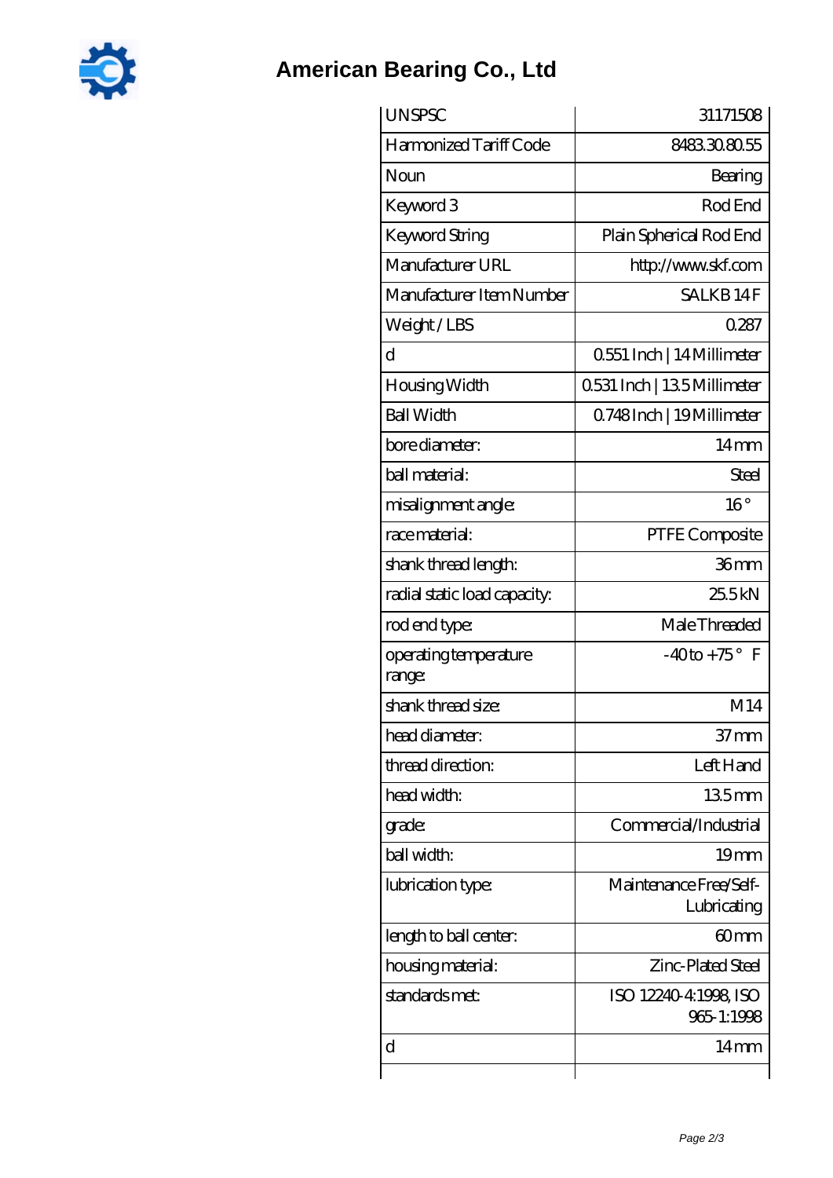# American Bearing Co., Ltd

| UNSPSC | 31171508 |
|---|---|
| Harmonized Tariff Code | 8483.30.80.55 |
| Noun | Bearing |
| Keyword 3 | Rod End |
| Keyword String | Plain Spherical Rod End |
| Manufacturer URL | http://www.skf.com |
| Manufacturer Item Number | SALKB 14 F |
| Weight / LBS | 0.287 |
| d | 0.551 Inch \| 14 Millimeter |
| Housing Width | 0.531 Inch \| 13.5 Millimeter |
| Ball Width | 0.748 Inch \| 19 Millimeter |
| bore diameter: | 14 mm |
| ball material: | Steel |
| misalignment angle: | 16 ° |
| race material: | PTFE Composite |
| shank thread length: | 36 mm |
| radial static load capacity: | 25.5 kN |
| rod end type: | Male Threaded |
| operating temperature range: | -40 to +75 ° F |
| shank thread size: | M14 |
| head diameter: | 37 mm |
| thread direction: | Left Hand |
| head width: | 13.5 mm |
| grade: | Commercial/Industrial |
| ball width: | 19 mm |
| lubrication type: | Maintenance Free/Self-Lubricating |
| length to ball center: | 60 mm |
| housing material: | Zinc-Plated Steel |
| standards met: | ISO 12240-4:1998, ISO 965-1:1998 |
| d | 14 mm |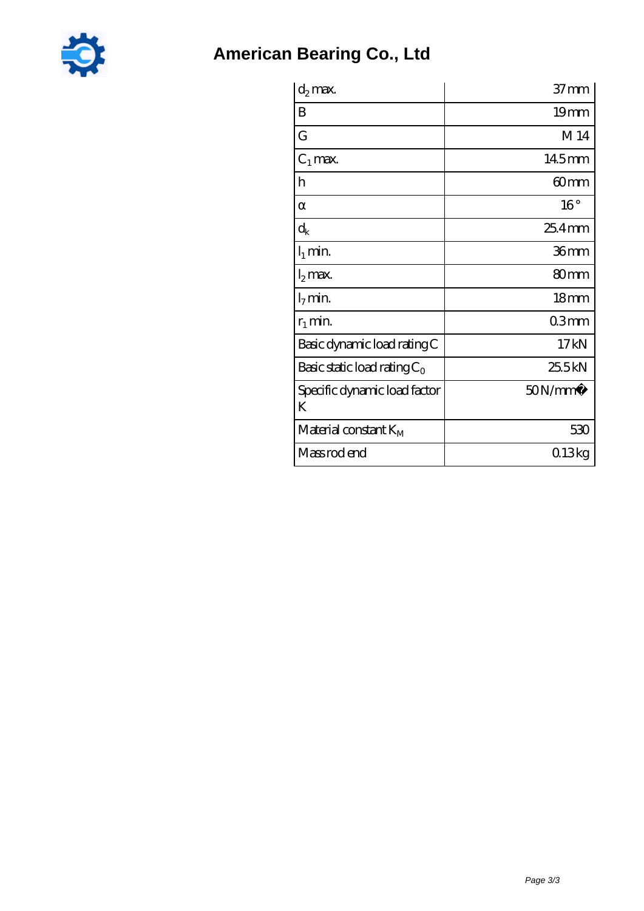# American Bearing Co., Ltd

| | |
|---|---|
| $d_2$ max. | 37 mm |
| B | 19 mm |
| G | M 14 |
| $C_1$ max. | 14.5 mm |
| h | 60 mm |
| α | 16 ° |
| $d_k$ | 25.4 mm |
| $l_1$ min. | 36 mm |
| $l_2$ max. | 80 mm |
| $l_7$ min. | 18 mm |
| $r_1$ min. | 0.3 mm |
| Basic dynamic load rating C | 17 kN |
| Basic static load rating $C_0$ | 25.5 kN |
| Specific dynamic load factor K | 50 N/mm� |
| Material constant $K_M$ | 530 |
| Mass rod end | 0.13 kg |